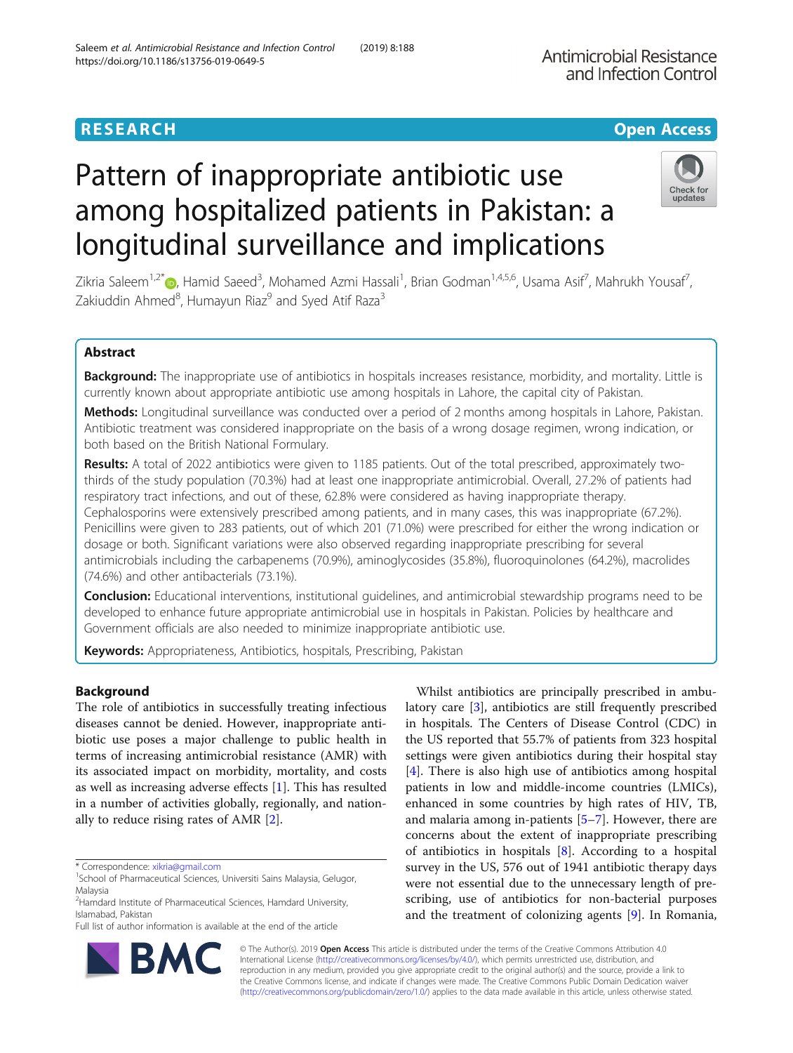RESEARCH

Open Access

# Pattern of inappropriate antibiotic use among hospitalized patients in Pakistan: a longitudinal surveillance and implications

Zikria Saleem[1,2*], Hamid Saeed[3], Mohamed Azmi Hassali[1], Brian Godman[1,4,5,6], Usama Asif[7], Mahrukh Yousaf[7], Zakiuddin Ahmed[8], Humayun Riaz[9] and Syed Atif Raza[3]

## Abstract

**Background:** The inappropriate use of antibiotics in hospitals increases resistance, morbidity, and mortality. Little is currently known about appropriate antibiotic use among hospitals in Lahore, the capital city of Pakistan.

**Methods:** Longitudinal surveillance was conducted over a period of 2 months among hospitals in Lahore, Pakistan. Antibiotic treatment was considered inappropriate on the basis of a wrong dosage regimen, wrong indication, or both based on the British National Formulary.

**Results:** A total of 2022 antibiotics were given to 1185 patients. Out of the total prescribed, approximately two-thirds of the study population (70.3%) had at least one inappropriate antimicrobial. Overall, 27.2% of patients had respiratory tract infections, and out of these, 62.8% were considered as having inappropriate therapy. Cephalosporins were extensively prescribed among patients, and in many cases, this was inappropriate (67.2%). Penicillins were given to 283 patients, out of which 201 (71.0%) were prescribed for either the wrong indication or dosage or both. Significant variations were also observed regarding inappropriate prescribing for several antimicrobials including the carbapenems (70.9%), aminoglycosides (35.8%), fluoroquinolones (64.2%), macrolides (74.6%) and other antibacterials (73.1%).

**Conclusion:** Educational interventions, institutional guidelines, and antimicrobial stewardship programs need to be developed to enhance future appropriate antimicrobial use in hospitals in Pakistan. Policies by healthcare and Government officials are also needed to minimize inappropriate antibiotic use.

**Keywords:** Appropriateness, Antibiotics, hospitals, Prescribing, Pakistan

## Background

The role of antibiotics in successfully treating infectious diseases cannot be denied. However, inappropriate antibiotic use poses a major challenge to public health in terms of increasing antimicrobial resistance (AMR) with its associated impact on morbidity, mortality, and costs as well as increasing adverse effects [1]. This has resulted in a number of activities globally, regionally, and nationally to reduce rising rates of AMR [2].

Whilst antibiotics are principally prescribed in ambulatory care [3], antibiotics are still frequently prescribed in hospitals. The Centers of Disease Control (CDC) in the US reported that 55.7% of patients from 323 hospital settings were given antibiotics during their hospital stay [4]. There is also high use of antibiotics among hospital patients in low and middle-income countries (LMICs), enhanced in some countries by high rates of HIV, TB, and malaria among in-patients [5–7]. However, there are concerns about the extent of inappropriate prescribing of antibiotics in hospitals [8]. According to a hospital survey in the US, 576 out of 1941 antibiotic therapy days were not essential due to the unnecessary length of prescribing, use of antibiotics for non-bacterial purposes and the treatment of colonizing agents [9]. In Romania,

* Correspondence: xikria@gmail.com
[1]School of Pharmaceutical Sciences, Universiti Sains Malaysia, Gelugor, Malaysia
[2]Hamdard Institute of Pharmaceutical Sciences, Hamdard University, Islamabad, Pakistan
Full list of author information is available at the end of the article

© The Author(s). 2019 **Open Access** This article is distributed under the terms of the Creative Commons Attribution 4.0 International License (http://creativecommons.org/licenses/by/4.0/), which permits unrestricted use, distribution, and reproduction in any medium, provided you give appropriate credit to the original author(s) and the source, provide a link to the Creative Commons license, and indicate if changes were made. The Creative Commons Public Domain Dedication waiver (http://creativecommons.org/publicdomain/zero/1.0/) applies to the data made available in this article, unless otherwise stated.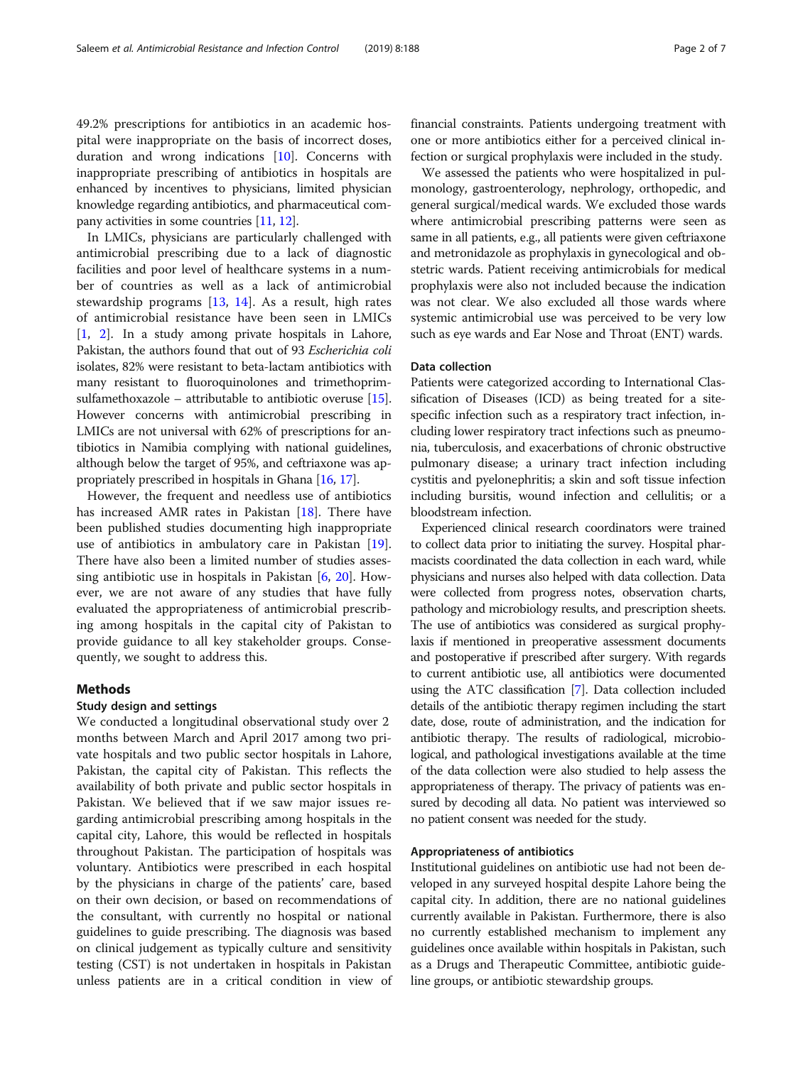49.2% prescriptions for antibiotics in an academic hospital were inappropriate on the basis of incorrect doses, duration and wrong indications [10]. Concerns with inappropriate prescribing of antibiotics in hospitals are enhanced by incentives to physicians, limited physician knowledge regarding antibiotics, and pharmaceutical company activities in some countries [11, 12].

In LMICs, physicians are particularly challenged with antimicrobial prescribing due to a lack of diagnostic facilities and poor level of healthcare systems in a number of countries as well as a lack of antimicrobial stewardship programs [13, 14]. As a result, high rates of antimicrobial resistance have been seen in LMICs [1, 2]. In a study among private hospitals in Lahore, Pakistan, the authors found that out of 93 *Escherichia coli* isolates, 82% were resistant to beta-lactam antibiotics with many resistant to fluoroquinolones and trimethoprim-sulfamethoxazole – attributable to antibiotic overuse [15]. However concerns with antimicrobial prescribing in LMICs are not universal with 62% of prescriptions for antibiotics in Namibia complying with national guidelines, although below the target of 95%, and ceftriaxone was appropriately prescribed in hospitals in Ghana [16, 17].

However, the frequent and needless use of antibiotics has increased AMR rates in Pakistan [18]. There have been published studies documenting high inappropriate use of antibiotics in ambulatory care in Pakistan [19]. There have also been a limited number of studies assessing antibiotic use in hospitals in Pakistan [6, 20]. However, we are not aware of any studies that have fully evaluated the appropriateness of antimicrobial prescribing among hospitals in the capital city of Pakistan to provide guidance to all key stakeholder groups. Consequently, we sought to address this.

## Methods

### Study design and settings

We conducted a longitudinal observational study over 2 months between March and April 2017 among two private hospitals and two public sector hospitals in Lahore, Pakistan, the capital city of Pakistan. This reflects the availability of both private and public sector hospitals in Pakistan. We believed that if we saw major issues regarding antimicrobial prescribing among hospitals in the capital city, Lahore, this would be reflected in hospitals throughout Pakistan. The participation of hospitals was voluntary. Antibiotics were prescribed in each hospital by the physicians in charge of the patients' care, based on their own decision, or based on recommendations of the consultant, with currently no hospital or national guidelines to guide prescribing. The diagnosis was based on clinical judgement as typically culture and sensitivity testing (CST) is not undertaken in hospitals in Pakistan unless patients are in a critical condition in view of financial constraints. Patients undergoing treatment with one or more antibiotics either for a perceived clinical infection or surgical prophylaxis were included in the study.

We assessed the patients who were hospitalized in pulmonology, gastroenterology, nephrology, orthopedic, and general surgical/medical wards. We excluded those wards where antimicrobial prescribing patterns were seen as same in all patients, e.g., all patients were given ceftriaxone and metronidazole as prophylaxis in gynecological and obstetric wards. Patient receiving antimicrobials for medical prophylaxis were also not included because the indication was not clear. We also excluded all those wards where systemic antimicrobial use was perceived to be very low such as eye wards and Ear Nose and Throat (ENT) wards.

### Data collection

Patients were categorized according to International Classification of Diseases (ICD) as being treated for a site-specific infection such as a respiratory tract infection, including lower respiratory tract infections such as pneumonia, tuberculosis, and exacerbations of chronic obstructive pulmonary disease; a urinary tract infection including cystitis and pyelonephritis; a skin and soft tissue infection including bursitis, wound infection and cellulitis; or a bloodstream infection.

Experienced clinical research coordinators were trained to collect data prior to initiating the survey. Hospital pharmacists coordinated the data collection in each ward, while physicians and nurses also helped with data collection. Data were collected from progress notes, observation charts, pathology and microbiology results, and prescription sheets. The use of antibiotics was considered as surgical prophylaxis if mentioned in preoperative assessment documents and postoperative if prescribed after surgery. With regards to current antibiotic use, all antibiotics were documented using the ATC classification [7]. Data collection included details of the antibiotic therapy regimen including the start date, dose, route of administration, and the indication for antibiotic therapy. The results of radiological, microbiological, and pathological investigations available at the time of the data collection were also studied to help assess the appropriateness of therapy. The privacy of patients was ensured by decoding all data. No patient was interviewed so no patient consent was needed for the study.

### Appropriateness of antibiotics

Institutional guidelines on antibiotic use had not been developed in any surveyed hospital despite Lahore being the capital city. In addition, there are no national guidelines currently available in Pakistan. Furthermore, there is also no currently established mechanism to implement any guidelines once available within hospitals in Pakistan, such as a Drugs and Therapeutic Committee, antibiotic guideline groups, or antibiotic stewardship groups.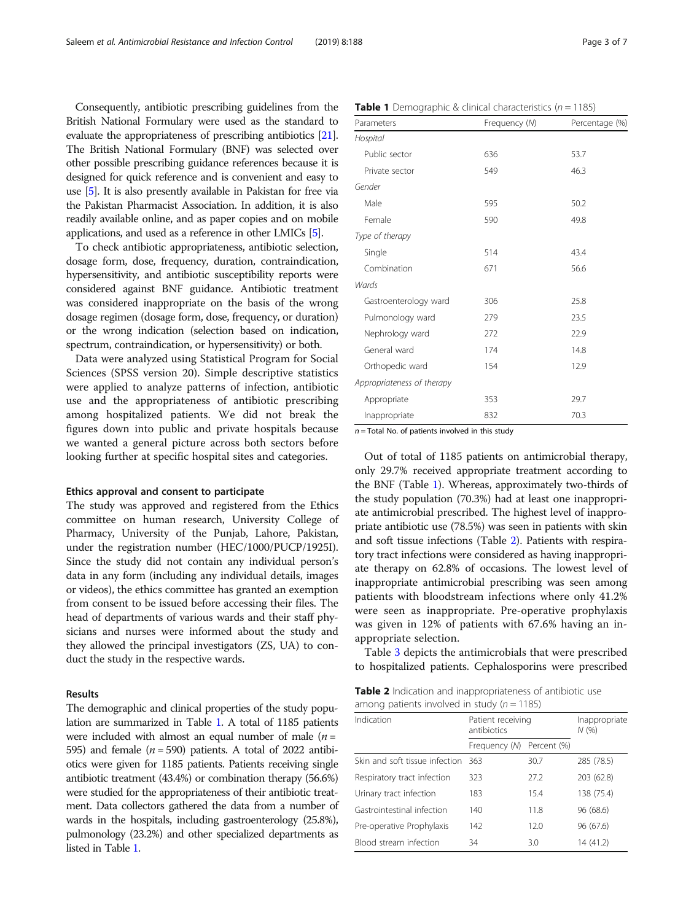Consequently, antibiotic prescribing guidelines from the British National Formulary were used as the standard to evaluate the appropriateness of prescribing antibiotics [21]. The British National Formulary (BNF) was selected over other possible prescribing guidance references because it is designed for quick reference and is convenient and easy to use [5]. It is also presently available in Pakistan for free via the Pakistan Pharmacist Association. In addition, it is also readily available online, and as paper copies and on mobile applications, and used as a reference in other LMICs [5].

To check antibiotic appropriateness, antibiotic selection, dosage form, dose, frequency, duration, contraindication, hypersensitivity, and antibiotic susceptibility reports were considered against BNF guidance. Antibiotic treatment was considered inappropriate on the basis of the wrong dosage regimen (dosage form, dose, frequency, or duration) or the wrong indication (selection based on indication, spectrum, contraindication, or hypersensitivity) or both.

Data were analyzed using Statistical Program for Social Sciences (SPSS version 20). Simple descriptive statistics were applied to analyze patterns of infection, antibiotic use and the appropriateness of antibiotic prescribing among hospitalized patients. We did not break the figures down into public and private hospitals because we wanted a general picture across both sectors before looking further at specific hospital sites and categories.

#### Ethics approval and consent to participate

The study was approved and registered from the Ethics committee on human research, University College of Pharmacy, University of the Punjab, Lahore, Pakistan, under the registration number (HEC/1000/PUCP/1925I). Since the study did not contain any individual person's data in any form (including any individual details, images or videos), the ethics committee has granted an exemption from consent to be issued before accessing their files. The head of departments of various wards and their staff physicians and nurses were informed about the study and they allowed the principal investigators (ZS, UA) to conduct the study in the respective wards.

## Results

The demographic and clinical properties of the study population are summarized in Table 1. A total of 1185 patients were included with almost an equal number of male ($n$ = 595) and female ($n$ = 590) patients. A total of 2022 antibiotics were given for 1185 patients. Patients receiving single antibiotic treatment (43.4%) or combination therapy (56.6%) were studied for the appropriateness of their antibiotic treatment. Data collectors gathered the data from a number of wards in the hospitals, including gastroenterology (25.8%), pulmonology (23.2%) and other specialized departments as listed in Table 1.

**Table 1** Demographic & clinical characteristics ($n$ = 1185)

| Parameters | Frequency ($N$) | Percentage (%) |
|---|---|---|
| *Hospital* | | |
| Public sector | 636 | 53.7 |
| Private sector | 549 | 46.3 |
| *Gender* | | |
| Male | 595 | 50.2 |
| Female | 590 | 49.8 |
| *Type of therapy* | | |
| Single | 514 | 43.4 |
| Combination | 671 | 56.6 |
| *Wards* | | |
| Gastroenterology ward | 306 | 25.8 |
| Pulmonology ward | 279 | 23.5 |
| Nephrology ward | 272 | 22.9 |
| General ward | 174 | 14.8 |
| Orthopedic ward | 154 | 12.9 |
| *Appropriateness of therapy* | | |
| Appropriate | 353 | 29.7 |
| Inappropriate | 832 | 70.3 |

$n$ = Total No. of patients involved in this study

Out of total of 1185 patients on antimicrobial therapy, only 29.7% received appropriate treatment according to the BNF (Table 1). Whereas, approximately two-thirds of the study population (70.3%) had at least one inappropriate antimicrobial prescribed. The highest level of inappropriate antibiotic use (78.5%) was seen in patients with skin and soft tissue infections (Table 2). Patients with respiratory tract infections were considered as having inappropriate therapy on 62.8% of occasions. The lowest level of inappropriate antimicrobial prescribing was seen among patients with bloodstream infections where only 41.2% were seen as inappropriate. Pre-operative prophylaxis was given in 12% of patients with 67.6% having an inappropriate selection.

Table 3 depicts the antimicrobials that were prescribed to hospitalized patients. Cephalosporins were prescribed

**Table 2** Indication and inappropriateness of antibiotic use among patients involved in study ($n$ = 1185)

| Indication | Patient receiving antibiotics | | Inappropriate $N$ (%) |
|---|---|---|---|
| | Frequency ($N$) | Percent (%) | |
| Skin and soft tissue infection | 363 | 30.7 | 285 (78.5) |
| Respiratory tract infection | 323 | 27.2 | 203 (62.8) |
| Urinary tract infection | 183 | 15.4 | 138 (75.4) |
| Gastrointestinal infection | 140 | 11.8 | 96 (68.6) |
| Pre-operative Prophylaxis | 142 | 12.0 | 96 (67.6) |
| Blood stream infection | 34 | 3.0 | 14 (41.2) |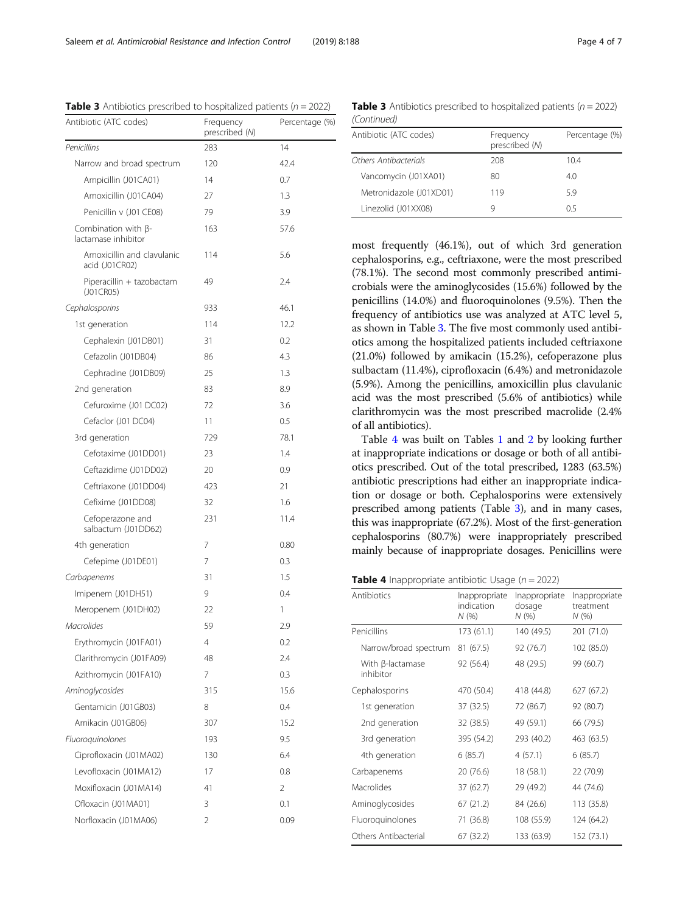**Table 3** Antibiotics prescribed to hospitalized patients ($n = 2022$)

| Antibiotic (ATC codes) | Frequency prescribed (*N*) | Percentage (%) |
|---|---|---|
| *Penicillins* | 283 | 14 |
| Narrow and broad spectrum | 120 | 42.4 |
| Ampicillin (J01CA01) | 14 | 0.7 |
| Amoxicillin (J01CA04) | 27 | 1.3 |
| Penicillin v (J01 CE08) | 79 | 3.9 |
| Combination with β-lactamase inhibitor | 163 | 57.6 |
| Amoxicillin and clavulanic acid (J01CR02) | 114 | 5.6 |
| Piperacillin + tazobactam (J01CR05) | 49 | 2.4 |
| *Cephalosporins* | 933 | 46.1 |
| 1st generation | 114 | 12.2 |
| Cephalexin (J01DB01) | 31 | 0.2 |
| Cefazolin (J01DB04) | 86 | 4.3 |
| Cephradine (J01DB09) | 25 | 1.3 |
| 2nd generation | 83 | 8.9 |
| Cefuroxime (J01 DC02) | 72 | 3.6 |
| Cefaclor (J01 DC04) | 11 | 0.5 |
| 3rd generation | 729 | 78.1 |
| Cefotaxime (J01DD01) | 23 | 1.4 |
| Ceftazidime (J01DD02) | 20 | 0.9 |
| Ceftriaxone (J01DD04) | 423 | 21 |
| Cefixime (J01DD08) | 32 | 1.6 |
| Cefoperazone and salbactum (J01DD62) | 231 | 11.4 |
| 4th generation | 7 | 0.80 |
| Cefepime (J01DE01) | 7 | 0.3 |
| *Carbapenems* | 31 | 1.5 |
| Imipenem (J01DH51) | 9 | 0.4 |
| Meropenem (J01DH02) | 22 | 1 |
| *Macrolides* | 59 | 2.9 |
| Erythromycin (J01FA01) | 4 | 0.2 |
| Clarithromycin (J01FA09) | 48 | 2.4 |
| Azithromycin (J01FA10) | 7 | 0.3 |
| *Aminoglycosides* | 315 | 15.6 |
| Gentamicin (J01GB03) | 8 | 0.4 |
| Amikacin (J01GB06) | 307 | 15.2 |
| *Fluoroquinolones* | 193 | 9.5 |
| Ciprofloxacin (J01MA02) | 130 | 6.4 |
| Levofloxacin (J01MA12) | 17 | 0.8 |
| Moxifloxacin (J01MA14) | 41 | 2 |
| Ofloxacin (J01MA01) | 3 | 0.1 |
| Norfloxacin (J01MA06) | 2 | 0.09 |
| *Others Antibacterials* | 208 | 10.4 |
| Vancomycin (J01XA01) | 80 | 4.0 |
| Metronidazole (J01XD01) | 119 | 5.9 |
| Linezolid (J01XX08) | 9 | 0.5 |

most frequently (46.1%), out of which 3rd generation cephalosporins, e.g., ceftriaxone, were the most prescribed (78.1%). The second most commonly prescribed antimicrobials were the aminoglycosides (15.6%) followed by the penicillins (14.0%) and fluoroquinolones (9.5%). Then the frequency of antibiotics use was analyzed at ATC level 5, as shown in Table 3. The five most commonly used antibiotics among the hospitalized patients included ceftriaxone (21.0%) followed by amikacin (15.2%), cefoperazone plus sulbactam (11.4%), ciprofloxacin (6.4%) and metronidazole (5.9%). Among the penicillins, amoxicillin plus clavulanic acid was the most prescribed (5.6% of antibiotics) while clarithromycin was the most prescribed macrolide (2.4% of all antibiotics).

Table 4 was built on Tables 1 and 2 by looking further at inappropriate indications or dosage or both of all antibiotics prescribed. Out of the total prescribed, 1283 (63.5%) antibiotic prescriptions had either an inappropriate indication or dosage or both. Cephalosporins were extensively prescribed among patients (Table 3), and in many cases, this was inappropriate (67.2%). Most of the first-generation cephalosporins (80.7%) were inappropriately prescribed mainly because of inappropriate dosages. Penicillins were

**Table 4** Inappropriate antibiotic Usage ($n = 2022$)

| Antibiotics | Inappropriate indication *N* (%) | Inappropriate dosage *N* (%) | Inappropriate treatment *N* (%) |
|---|---|---|---|
| Penicillins | 173 (61.1) | 140 (49.5) | 201 (71.0) |
| Narrow/broad spectrum | 81 (67.5) | 92 (76.7) | 102 (85.0) |
| With β-lactamase inhibitor | 92 (56.4) | 48 (29.5) | 99 (60.7) |
| Cephalosporins | 470 (50.4) | 418 (44.8) | 627 (67.2) |
| 1st generation | 37 (32.5) | 72 (86.7) | 92 (80.7) |
| 2nd generation | 32 (38.5) | 49 (59.1) | 66 (79.5) |
| 3rd generation | 395 (54.2) | 293 (40.2) | 463 (63.5) |
| 4th generation | 6 (85.7) | 4 (57.1) | 6 (85.7) |
| Carbapenems | 20 (76.6) | 18 (58.1) | 22 (70.9) |
| Macrolides | 37 (62.7) | 29 (49.2) | 44 (74.6) |
| Aminoglycosides | 67 (21.2) | 84 (26.6) | 113 (35.8) |
| Fluoroquinolones | 71 (36.8) | 108 (55.9) | 124 (64.2) |
| Others Antibacterial | 67 (32.2) | 133 (63.9) | 152 (73.1) |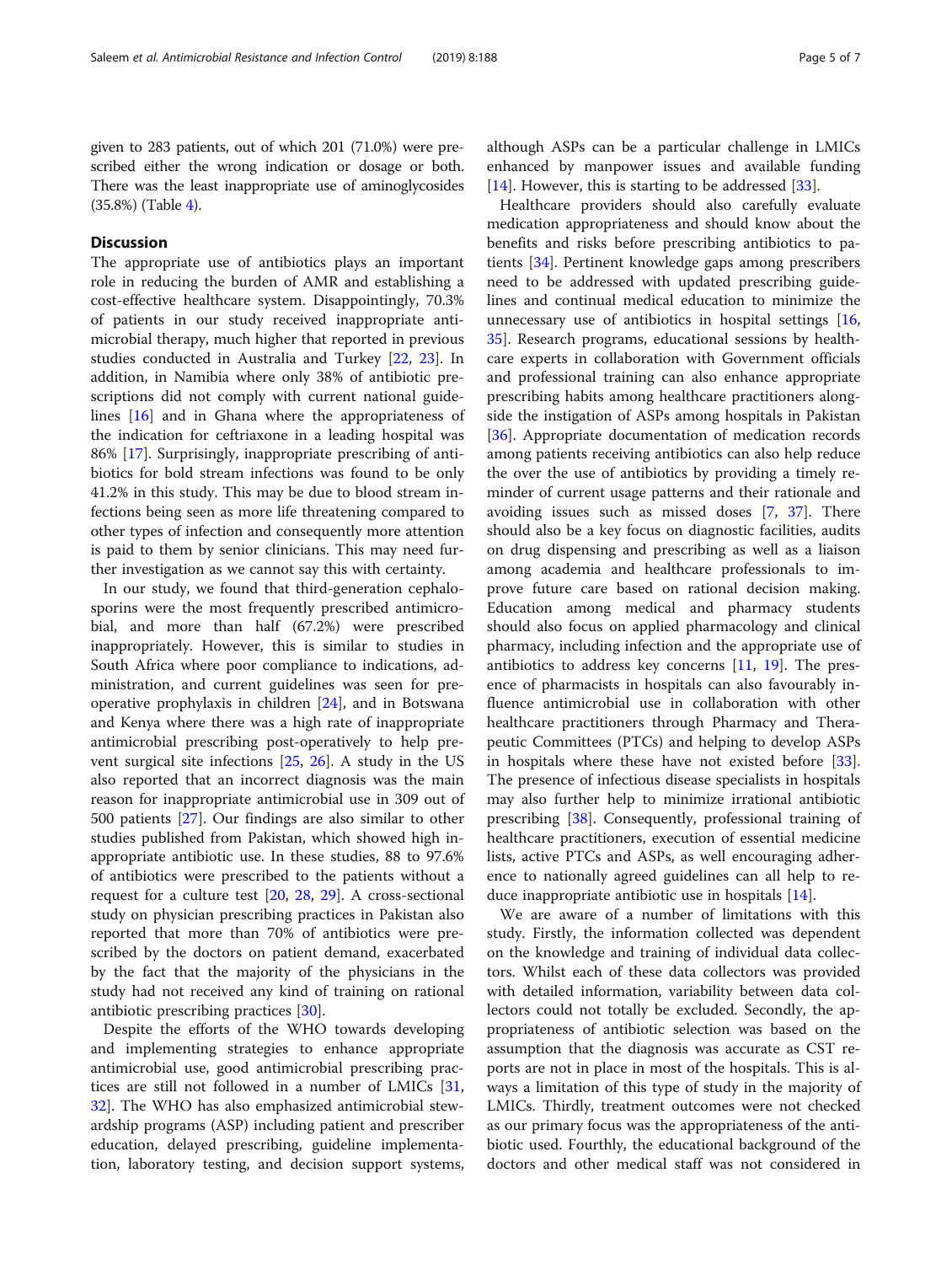given to 283 patients, out of which 201 (71.0%) were prescribed either the wrong indication or dosage or both. There was the least inappropriate use of aminoglycosides (35.8%) (Table 4).

## Discussion

The appropriate use of antibiotics plays an important role in reducing the burden of AMR and establishing a cost-effective healthcare system. Disappointingly, 70.3% of patients in our study received inappropriate antimicrobial therapy, much higher that reported in previous studies conducted in Australia and Turkey [22, 23]. In addition, in Namibia where only 38% of antibiotic prescriptions did not comply with current national guidelines [16] and in Ghana where the appropriateness of the indication for ceftriaxone in a leading hospital was 86% [17]. Surprisingly, inappropriate prescribing of antibiotics for bold stream infections was found to be only 41.2% in this study. This may be due to blood stream infections being seen as more life threatening compared to other types of infection and consequently more attention is paid to them by senior clinicians. This may need further investigation as we cannot say this with certainty.

In our study, we found that third-generation cephalosporins were the most frequently prescribed antimicrobial, and more than half (67.2%) were prescribed inappropriately. However, this is similar to studies in South Africa where poor compliance to indications, administration, and current guidelines was seen for preoperative prophylaxis in children [24], and in Botswana and Kenya where there was a high rate of inappropriate antimicrobial prescribing post-operatively to help prevent surgical site infections [25, 26]. A study in the US also reported that an incorrect diagnosis was the main reason for inappropriate antimicrobial use in 309 out of 500 patients [27]. Our findings are also similar to other studies published from Pakistan, which showed high inappropriate antibiotic use. In these studies, 88 to 97.6% of antibiotics were prescribed to the patients without a request for a culture test [20, 28, 29]. A cross-sectional study on physician prescribing practices in Pakistan also reported that more than 70% of antibiotics were prescribed by the doctors on patient demand, exacerbated by the fact that the majority of the physicians in the study had not received any kind of training on rational antibiotic prescribing practices [30].

Despite the efforts of the WHO towards developing and implementing strategies to enhance appropriate antimicrobial use, good antimicrobial prescribing practices are still not followed in a number of LMICs [31, 32]. The WHO has also emphasized antimicrobial stewardship programs (ASP) including patient and prescriber education, delayed prescribing, guideline implementation, laboratory testing, and decision support systems, although ASPs can be a particular challenge in LMICs enhanced by manpower issues and available funding [14]. However, this is starting to be addressed [33].

Healthcare providers should also carefully evaluate medication appropriateness and should know about the benefits and risks before prescribing antibiotics to patients [34]. Pertinent knowledge gaps among prescribers need to be addressed with updated prescribing guidelines and continual medical education to minimize the unnecessary use of antibiotics in hospital settings [16, 35]. Research programs, educational sessions by healthcare experts in collaboration with Government officials and professional training can also enhance appropriate prescribing habits among healthcare practitioners alongside the instigation of ASPs among hospitals in Pakistan [36]. Appropriate documentation of medication records among patients receiving antibiotics can also help reduce the over the use of antibiotics by providing a timely reminder of current usage patterns and their rationale and avoiding issues such as missed doses [7, 37]. There should also be a key focus on diagnostic facilities, audits on drug dispensing and prescribing as well as a liaison among academia and healthcare professionals to improve future care based on rational decision making. Education among medical and pharmacy students should also focus on applied pharmacology and clinical pharmacy, including infection and the appropriate use of antibiotics to address key concerns [11, 19]. The presence of pharmacists in hospitals can also favourably influence antimicrobial use in collaboration with other healthcare practitioners through Pharmacy and Therapeutic Committees (PTCs) and helping to develop ASPs in hospitals where these have not existed before [33]. The presence of infectious disease specialists in hospitals may also further help to minimize irrational antibiotic prescribing [38]. Consequently, professional training of healthcare practitioners, execution of essential medicine lists, active PTCs and ASPs, as well encouraging adherence to nationally agreed guidelines can all help to reduce inappropriate antibiotic use in hospitals [14].

We are aware of a number of limitations with this study. Firstly, the information collected was dependent on the knowledge and training of individual data collectors. Whilst each of these data collectors was provided with detailed information, variability between data collectors could not totally be excluded. Secondly, the appropriateness of antibiotic selection was based on the assumption that the diagnosis was accurate as CST reports are not in place in most of the hospitals. This is always a limitation of this type of study in the majority of LMICs. Thirdly, treatment outcomes were not checked as our primary focus was the appropriateness of the antibiotic used. Fourthly, the educational background of the doctors and other medical staff was not considered in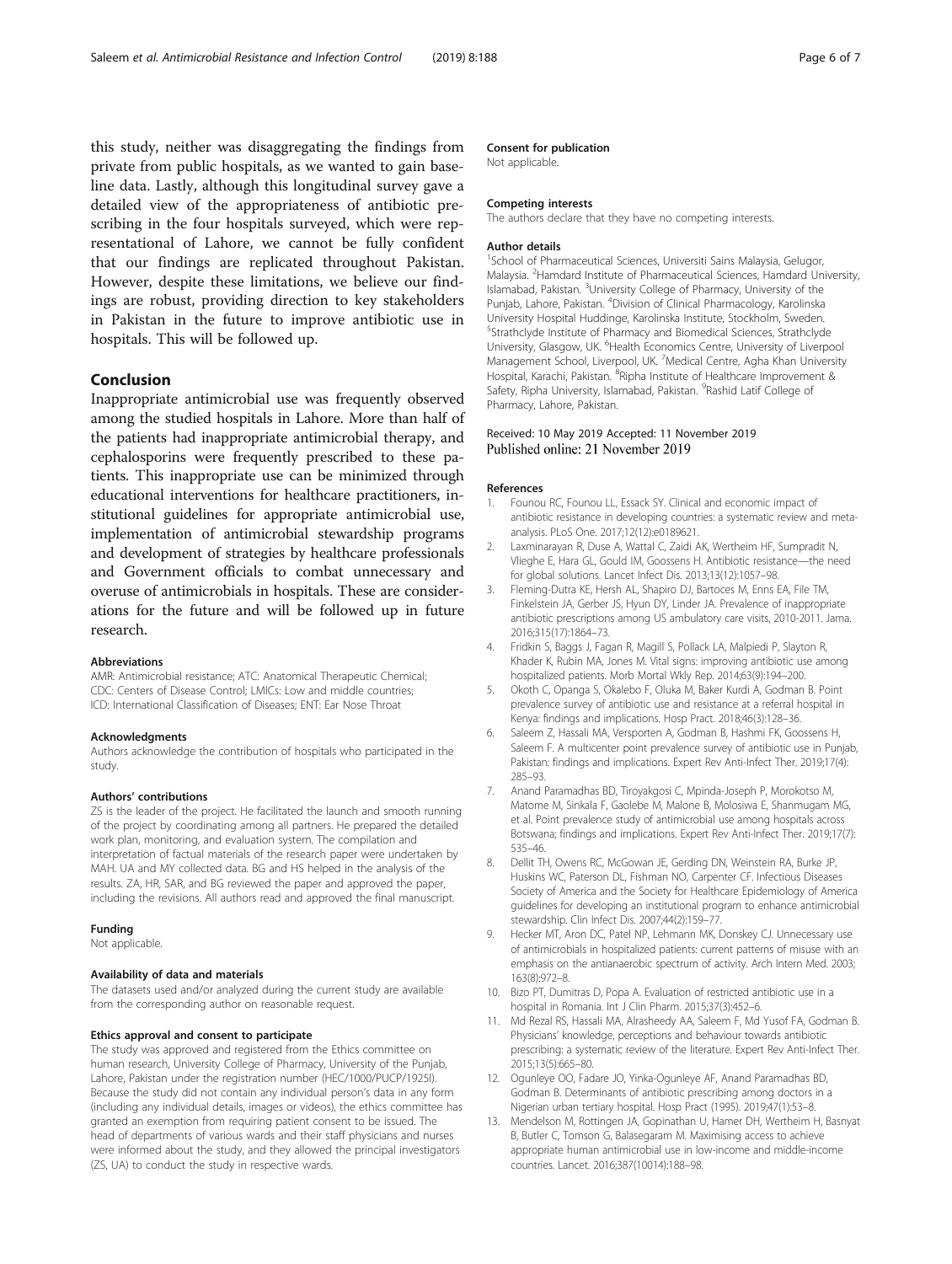this study, neither was disaggregating the findings from private from public hospitals, as we wanted to gain baseline data. Lastly, although this longitudinal survey gave a detailed view of the appropriateness of antibiotic prescribing in the four hospitals surveyed, which were representational of Lahore, we cannot be fully confident that our findings are replicated throughout Pakistan. However, despite these limitations, we believe our findings are robust, providing direction to key stakeholders in Pakistan in the future to improve antibiotic use in hospitals. This will be followed up.

## Conclusion

Inappropriate antimicrobial use was frequently observed among the studied hospitals in Lahore. More than half of the patients had inappropriate antimicrobial therapy, and cephalosporins were frequently prescribed to these patients. This inappropriate use can be minimized through educational interventions for healthcare practitioners, institutional guidelines for appropriate antimicrobial use, implementation of antimicrobial stewardship programs and development of strategies by healthcare professionals and Government officials to combat unnecessary and overuse of antimicrobials in hospitals. These are considerations for the future and will be followed up in future research.

#### Abbreviations

AMR: Antimicrobial resistance; ATC: Anatomical Therapeutic Chemical; CDC: Centers of Disease Control; LMICs: Low and middle countries; ICD: International Classification of Diseases; ENT: Ear Nose Throat

#### Acknowledgments

Authors acknowledge the contribution of hospitals who participated in the study.

#### Authors' contributions

ZS is the leader of the project. He facilitated the launch and smooth running of the project by coordinating among all partners. He prepared the detailed work plan, monitoring, and evaluation system. The compilation and interpretation of factual materials of the research paper were undertaken by MAH. UA and MY collected data. BG and HS helped in the analysis of the results. ZA, HR, SAR, and BG reviewed the paper and approved the paper, including the revisions. All authors read and approved the final manuscript.

#### Funding

Not applicable.

#### Availability of data and materials

The datasets used and/or analyzed during the current study are available from the corresponding author on reasonable request.

#### Ethics approval and consent to participate

The study was approved and registered from the Ethics committee on human research, University College of Pharmacy, University of the Punjab, Lahore, Pakistan under the registration number (HEC/1000/PUCP/1925I). Because the study did not contain any individual person's data in any form (including any individual details, images or videos), the ethics committee has granted an exemption from requiring patient consent to be issued. The head of departments of various wards and their staff physicians and nurses were informed about the study, and they allowed the principal investigators (ZS, UA) to conduct the study in respective wards.

#### Consent for publication

Not applicable.

#### Competing interests

The authors declare that they have no competing interests.

#### Author details

[1]School of Pharmaceutical Sciences, Universiti Sains Malaysia, Gelugor, Malaysia. [2]Hamdard Institute of Pharmaceutical Sciences, Hamdard University, Islamabad, Pakistan. [3]University College of Pharmacy, University of the Punjab, Lahore, Pakistan. [4]Division of Clinical Pharmacology, Karolinska University Hospital Huddinge, Karolinska Institute, Stockholm, Sweden. [5]Strathclyde Institute of Pharmacy and Biomedical Sciences, Strathclyde University, Glasgow, UK. [6]Health Economics Centre, University of Liverpool Management School, Liverpool, UK. [7]Medical Centre, Agha Khan University Hospital, Karachi, Pakistan. [8]Ripha Institute of Healthcare Improvement & Safety, Ripha University, Islamabad, Pakistan. [9]Rashid Latif College of Pharmacy, Lahore, Pakistan.

Received: 10 May 2019 Accepted: 11 November 2019
Published online: 21 November 2019

#### References

1. Founou RC, Founou LL, Essack SY. Clinical and economic impact of antibiotic resistance in developing countries: a systematic review and meta-analysis. PLoS One. 2017;12(12):e0189621.
2. Laxminarayan R, Duse A, Wattal C, Zaidi AK, Wertheim HF, Sumpradit N, Vlieghe E, Hara GL, Gould IM, Goossens H. Antibiotic resistance—the need for global solutions. Lancet Infect Dis. 2013;13(12):1057–98.
3. Fleming-Dutra KE, Hersh AL, Shapiro DJ, Bartoces M, Enns EA, File TM, Finkelstein JA, Gerber JS, Hyun DY, Linder JA. Prevalence of inappropriate antibiotic prescriptions among US ambulatory care visits, 2010-2011. Jama. 2016;315(17):1864–73.
4. Fridkin S, Baggs J, Fagan R, Magill S, Pollack LA, Malpiedi P, Slayton R, Khader K, Rubin MA, Jones M. Vital signs: improving antibiotic use among hospitalized patients. Morb Mortal Wkly Rep. 2014;63(9):194–200.
5. Okoth C, Opanga S, Okalebo F, Oluka M, Baker Kurdi A, Godman B. Point prevalence survey of antibiotic use and resistance at a referral hospital in Kenya: findings and implications. Hosp Pract. 2018;46(3):128–36.
6. Saleem Z, Hassali MA, Versporten A, Godman B, Hashmi FK, Goossens H, Saleem F. A multicenter point prevalence survey of antibiotic use in Punjab, Pakistan: findings and implications. Expert Rev Anti-Infect Ther. 2019;17(4): 285–93.
7. Anand Paramadhas BD, Tiroyakgosi C, Mpinda-Joseph P, Morokotso M, Matome M, Sinkala F, Gaolebe M, Malone B, Molosiwa E, Shanmugam MG, et al. Point prevalence study of antimicrobial use among hospitals across Botswana; findings and implications. Expert Rev Anti-Infect Ther. 2019;17(7): 535–46.
8. Dellit TH, Owens RC, McGowan JE, Gerding DN, Weinstein RA, Burke JP, Huskins WC, Paterson DL, Fishman NO, Carpenter CF. Infectious Diseases Society of America and the Society for Healthcare Epidemiology of America guidelines for developing an institutional program to enhance antimicrobial stewardship. Clin Infect Dis. 2007;44(2):159–77.
9. Hecker MT, Aron DC, Patel NP, Lehmann MK, Donskey CJ. Unnecessary use of antimicrobials in hospitalized patients: current patterns of misuse with an emphasis on the antianaerobic spectrum of activity. Arch Intern Med. 2003; 163(8):972–8.
10. Bizo PT, Dumitras D, Popa A. Evaluation of restricted antibiotic use in a hospital in Romania. Int J Clin Pharm. 2015;37(3):452–6.
11. Md Rezal RS, Hassali MA, Alrasheedy AA, Saleem F, Md Yusof FA, Godman B. Physicians' knowledge, perceptions and behaviour towards antibiotic prescribing: a systematic review of the literature. Expert Rev Anti-Infect Ther. 2015;13(5):665–80.
12. Ogunleye OO, Fadare JO, Yinka-Ogunleye AF, Anand Paramadhas BD, Godman B. Determinants of antibiotic prescribing among doctors in a Nigerian urban tertiary hospital. Hosp Pract (1995). 2019;47(1):53–8.
13. Mendelson M, Rottingen JA, Gopinathan U, Hamer DH, Wertheim H, Basnyat B, Butler C, Tomson G, Balasegaram M. Maximising access to achieve appropriate human antimicrobial use in low-income and middle-income countries. Lancet. 2016;387(10014):188–98.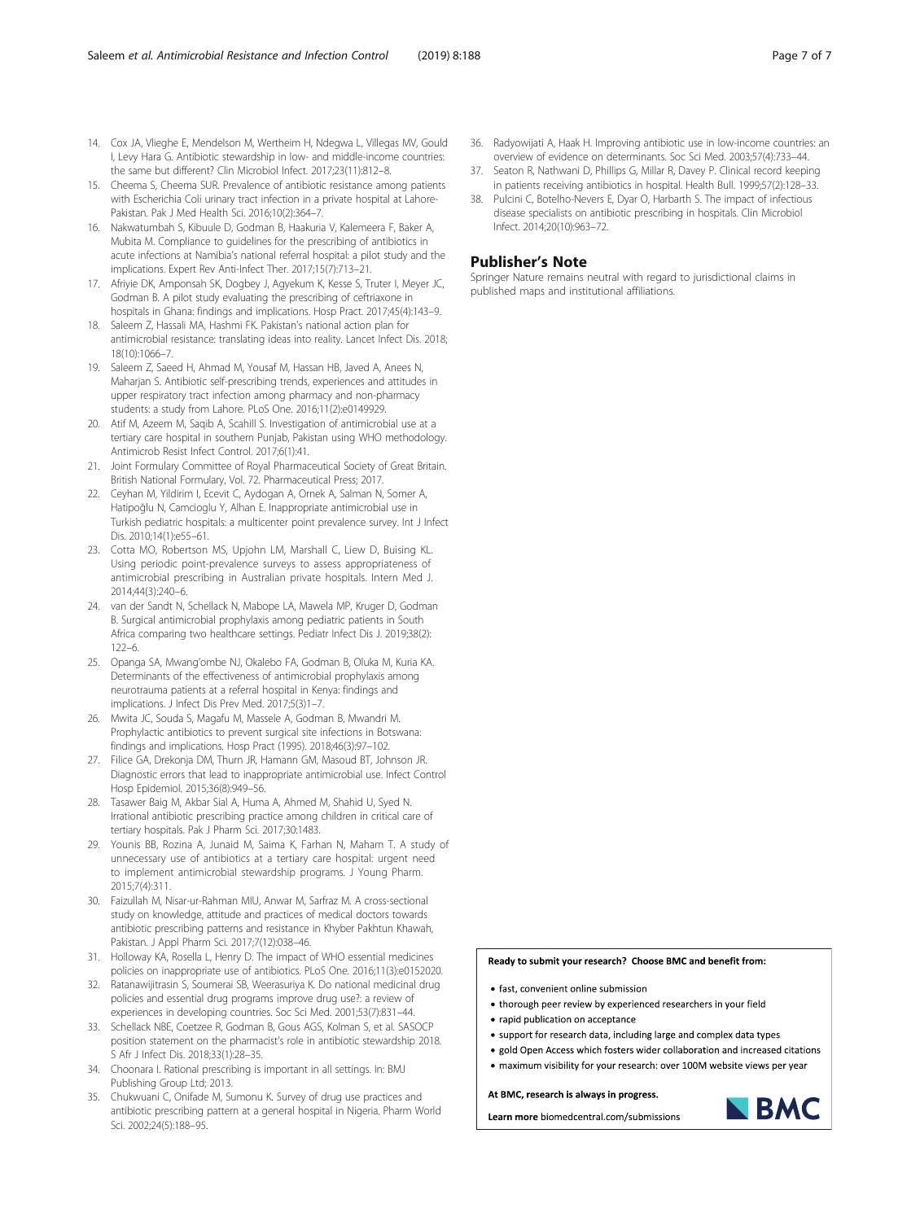14. Cox JA, Vlieghe E, Mendelson M, Wertheim H, Ndegwa L, Villegas MV, Gould I, Levy Hara G. Antibiotic stewardship in low- and middle-income countries: the same but different? Clin Microbiol Infect. 2017;23(11):812–8.
15. Cheema S, Cheema SUR. Prevalence of antibiotic resistance among patients with Escherichia Coli urinary tract infection in a private hospital at Lahore-Pakistan. Pak J Med Health Sci. 2016;10(2):364–7.
16. Nakwatumbah S, Kibuule D, Godman B, Haakuria V, Kalemeera F, Baker A, Mubita M. Compliance to guidelines for the prescribing of antibiotics in acute infections at Namibia's national referral hospital: a pilot study and the implications. Expert Rev Anti-Infect Ther. 2017;15(7):713–21.
17. Afriyie DK, Amponsah SK, Dogbey J, Agyekum K, Kesse S, Truter I, Meyer JC, Godman B. A pilot study evaluating the prescribing of ceftriaxone in hospitals in Ghana: findings and implications. Hosp Pract. 2017;45(4):143–9.
18. Saleem Z, Hassali MA, Hashmi FK. Pakistan's national action plan for antimicrobial resistance: translating ideas into reality. Lancet Infect Dis. 2018;18(10):1066–7.
19. Saleem Z, Saeed H, Ahmad M, Yousaf M, Hassan HB, Javed A, Anees N, Maharjan S. Antibiotic self-prescribing trends, experiences and attitudes in upper respiratory tract infection among pharmacy and non-pharmacy students: a study from Lahore. PLoS One. 2016;11(2):e0149929.
20. Atif M, Azeem M, Saqib A, Scahill S. Investigation of antimicrobial use at a tertiary care hospital in southern Punjab, Pakistan using WHO methodology. Antimicrob Resist Infect Control. 2017;6(1):41.
21. Joint Formulary Committee of Royal Pharmaceutical Society of Great Britain. British National Formulary, Vol. 72. Pharmaceutical Press; 2017.
22. Ceyhan M, Yildirim I, Ecevit C, Aydogan A, Ornek A, Salman N, Somer A, Hatipoğlu N, Camcioglu Y, Alhan E. Inappropriate antimicrobial use in Turkish pediatric hospitals: a multicenter point prevalence survey. Int J Infect Dis. 2010;14(1):e55–61.
23. Cotta MO, Robertson MS, Upjohn LM, Marshall C, Liew D, Buising KL. Using periodic point-prevalence surveys to assess appropriateness of antimicrobial prescribing in Australian private hospitals. Intern Med J. 2014;44(3):240–6.
24. van der Sandt N, Schellack N, Mabope LA, Mawela MP, Kruger D, Godman B. Surgical antimicrobial prophylaxis among pediatric patients in South Africa comparing two healthcare settings. Pediatr Infect Dis J. 2019;38(2):122–6.
25. Opanga SA, Mwang'ombe NJ, Okalebo FA, Godman B, Oluka M, Kuria KA. Determinants of the effectiveness of antimicrobial prophylaxis among neurotrauma patients at a referral hospital in Kenya: findings and implications. J Infect Dis Prev Med. 2017;5(3)1–7.
26. Mwita JC, Souda S, Magafu M, Massele A, Godman B, Mwandri M. Prophylactic antibiotics to prevent surgical site infections in Botswana: findings and implications. Hosp Pract (1995). 2018;46(3):97–102.
27. Filice GA, Drekonja DM, Thurn JR, Hamann GM, Masoud BT, Johnson JR. Diagnostic errors that lead to inappropriate antimicrobial use. Infect Control Hosp Epidemiol. 2015;36(8):949–56.
28. Tasawer Baig M, Akbar Sial A, Huma A, Ahmed M, Shahid U, Syed N. Irrational antibiotic prescribing practice among children in critical care of tertiary hospitals. Pak J Pharm Sci. 2017;30:1483.
29. Younis BB, Rozina A, Junaid M, Saima K, Farhan N, Maham T. A study of unnecessary use of antibiotics at a tertiary care hospital: urgent need to implement antimicrobial stewardship programs. J Young Pharm. 2015;7(4):311.
30. Faizullah M, Nisar-ur-Rahman MIU, Anwar M, Sarfraz M. A cross-sectional study on knowledge, attitude and practices of medical doctors towards antibiotic prescribing patterns and resistance in Khyber Pakhtun Khawah, Pakistan. J Appl Pharm Sci. 2017;7(12):038–46.
31. Holloway KA, Rosella L, Henry D. The impact of WHO essential medicines policies on inappropriate use of antibiotics. PLoS One. 2016;11(3):e0152020.
32. Ratanawijitrasin S, Soumerai SB, Weerasuriya K. Do national medicinal drug policies and essential drug programs improve drug use?: a review of experiences in developing countries. Soc Sci Med. 2001;53(7):831–44.
33. Schellack NBE, Coetzee R, Godman B, Gous AGS, Kolman S, et al. SASOCP position statement on the pharmacist's role in antibiotic stewardship 2018. S Afr J Infect Dis. 2018;33(1):28–35.
34. Choonara I. Rational prescribing is important in all settings. In: BMJ Publishing Group Ltd; 2013.
35. Chukwuani C, Onifade M, Sumonu K. Survey of drug use practices and antibiotic prescribing pattern at a general hospital in Nigeria. Pharm World Sci. 2002;24(5):188–95.
36. Radyowijati A, Haak H. Improving antibiotic use in low-income countries: an overview of evidence on determinants. Soc Sci Med. 2003;57(4):733–44.
37. Seaton R, Nathwani D, Phillips G, Millar R, Davey P. Clinical record keeping in patients receiving antibiotics in hospital. Health Bull. 1999;57(2):128–33.
38. Pulcini C, Botelho-Nevers E, Dyar O, Harbarth S. The impact of infectious disease specialists on antibiotic prescribing in hospitals. Clin Microbiol Infect. 2014;20(10):963–72.

## Publisher's Note

Springer Nature remains neutral with regard to jurisdictional claims in published maps and institutional affiliations.

**Ready to submit your research? Choose BMC and benefit from:**

- fast, convenient online submission
- thorough peer review by experienced researchers in your field
- rapid publication on acceptance
- support for research data, including large and complex data types
- gold Open Access which fosters wider collaboration and increased citations
- maximum visibility for your research: over 100M website views per year

**At BMC, research is always in progress.**

**Learn more** biomedcentral.com/submissions

BMC